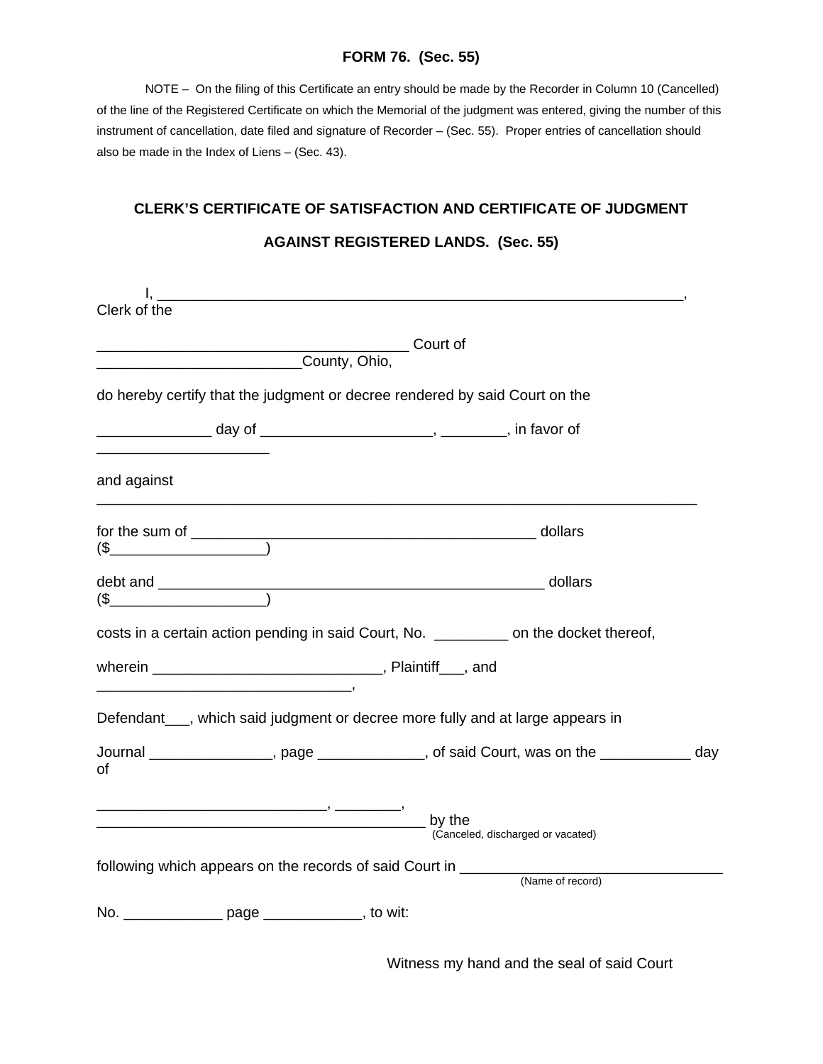**FORM 76. (Sec. 55)**

NOTE – On the filing of this Certificate an entry should be made by the Recorder in Column 10 (Cancelled) of the line of the Registered Certificate on which the Memorial of the judgment was entered, giving the number of this instrument of cancellation, date filed and signature of Recorder – (Sec. 55). Proper entries of cancellation should also be made in the Index of Liens – (Sec. 43).

## CLERK'S CERTIFICATE OF SATISFACTION AND CERTIFICATE OF JUDGMENT AGAINST REGISTERED LANDS. (Sec. 55)

I, ________________________________________________________________, Clerk of the

______________________________________ Court of _________________________County, Ohio,

do hereby certify that the judgment or decree rendered by said Court on the

______________ day of _____________________, ________, in favor of _____________________

and against ________________________________________________________________________

for the sum of __________________________________________ dollars ($___________________)

debt and ________________________________________________ dollars ($___________________)

costs in a certain action pending in said Court, No. _________ on the docket thereof,

wherein ___________________________, Plaintiff___, and _______________________________,

Defendant___, which said judgment or decree more fully and at large appears in

Journal _______________, page _____________, of said Court, was on the ___________ day of

___________________________, ________, ________________________________________ by the
(Canceled, discharged or vacated)

following which appears on the records of said Court in _______________________________
(Name of record)

No. ____________ page ____________, to wit:

Witness my hand and the seal of said Court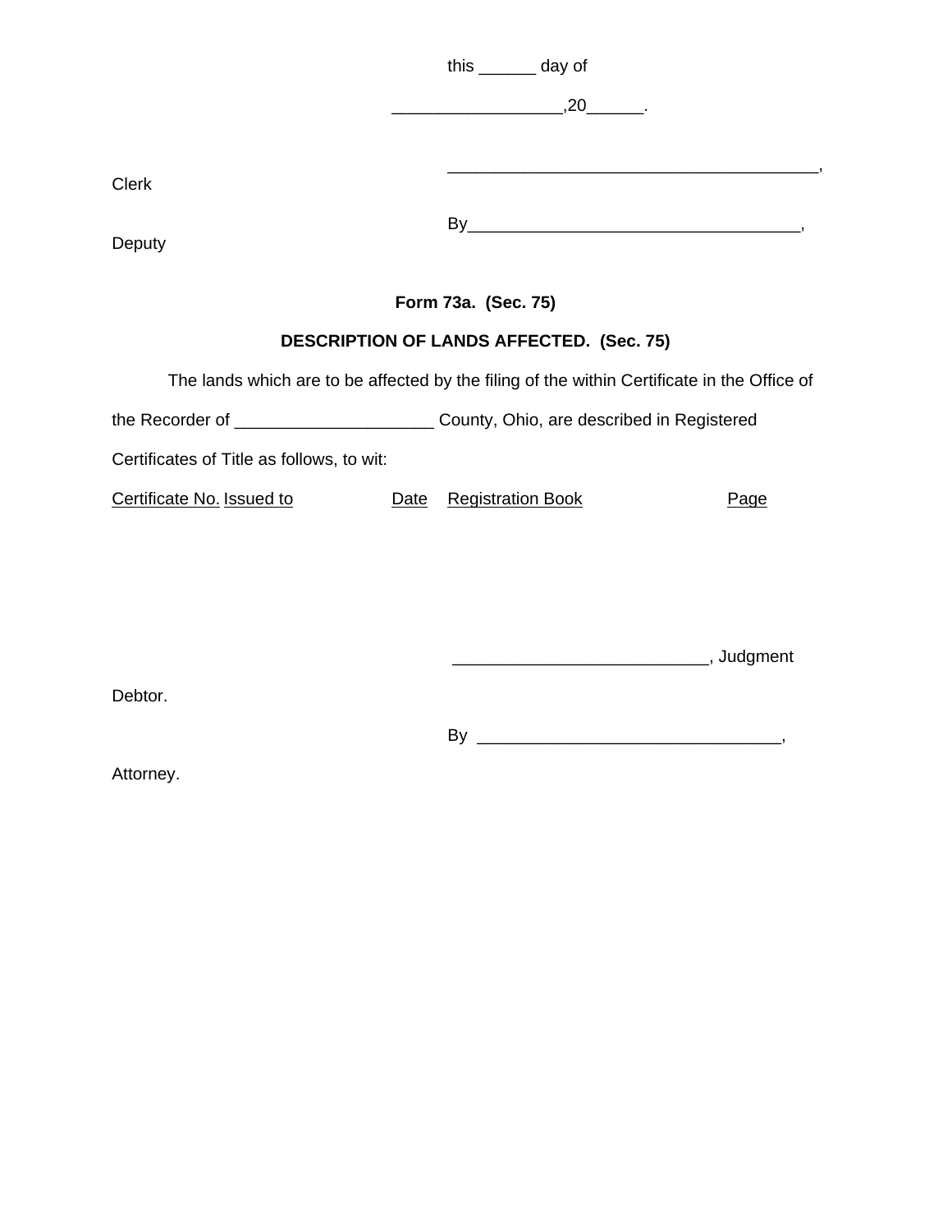this ______ day of

__________________,20______.

________________________________________,

Clerk

By____________________________________,

Deputy

**Form 73a. (Sec. 75)**

**DESCRIPTION OF LANDS AFFECTED. (Sec. 75)**

The lands which are to be affected by the filing of the within Certificate in the Office of the Recorder of _____________________ County, Ohio, are described in Registered Certificates of Title as follows, to wit:

| Certificate No. | Issued to | Date | Registration Book | Page |
|---|---|---|---|---|
| | | | | |

___________________________, Judgment Debtor.

By ________________________________,

Attorney.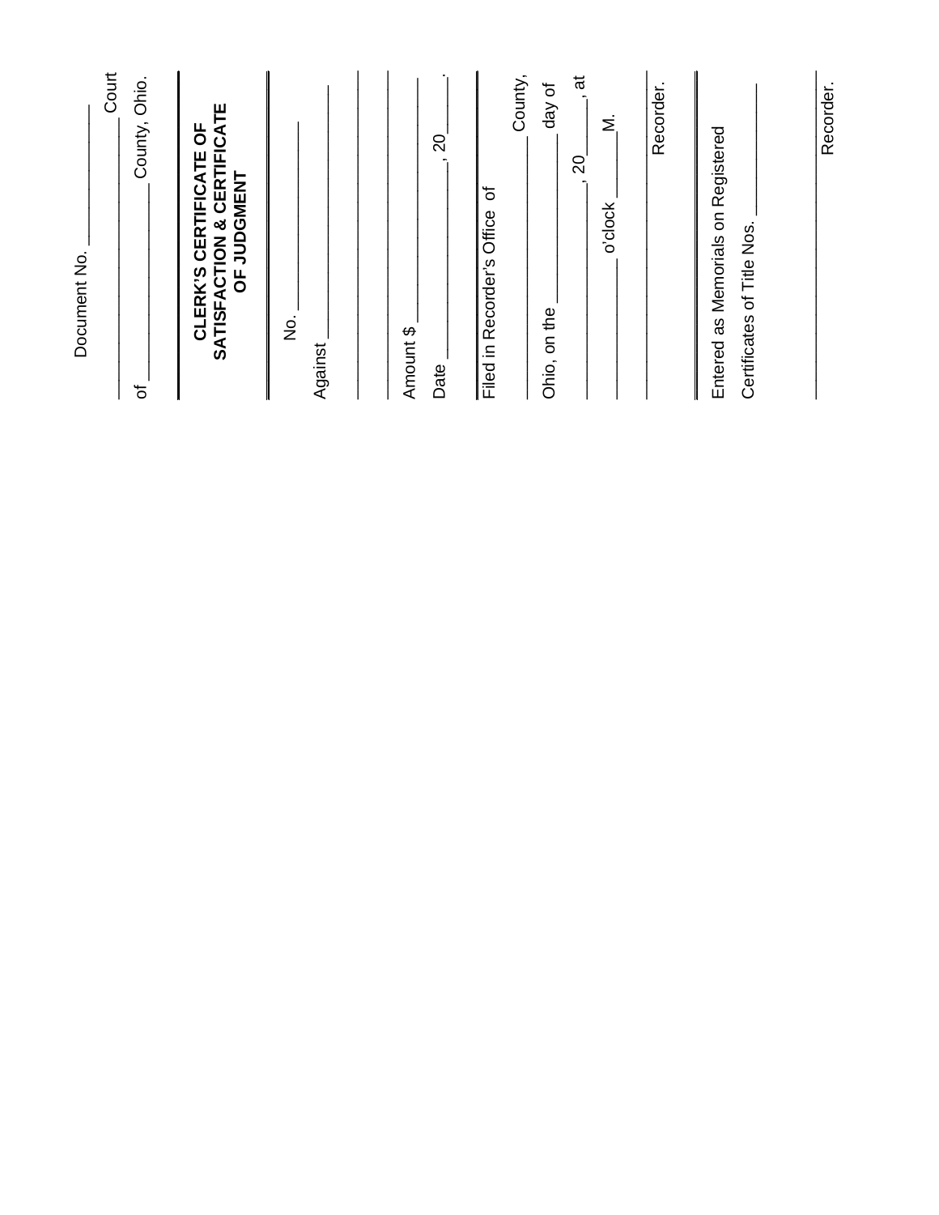Document No. ____________

____________________________ Court

of ____________________ County, Ohio.

**CLERK'S CERTIFICATE OF SATISFACTION & CERTIFICATE OF JUDGMENT**

No. ____________________

Against ____________________

Amount $ ____________________

Date ____________________, 20____.

Filed in Recorder's Office of

____________________ County,

Ohio, on the ____________ day of

____________________, 20______, at

__________ o'clock __________M.

____________________ Recorder.

Entered as Memorials on Registered

Certificates of Title Nos. ____________

____________________ Recorder.